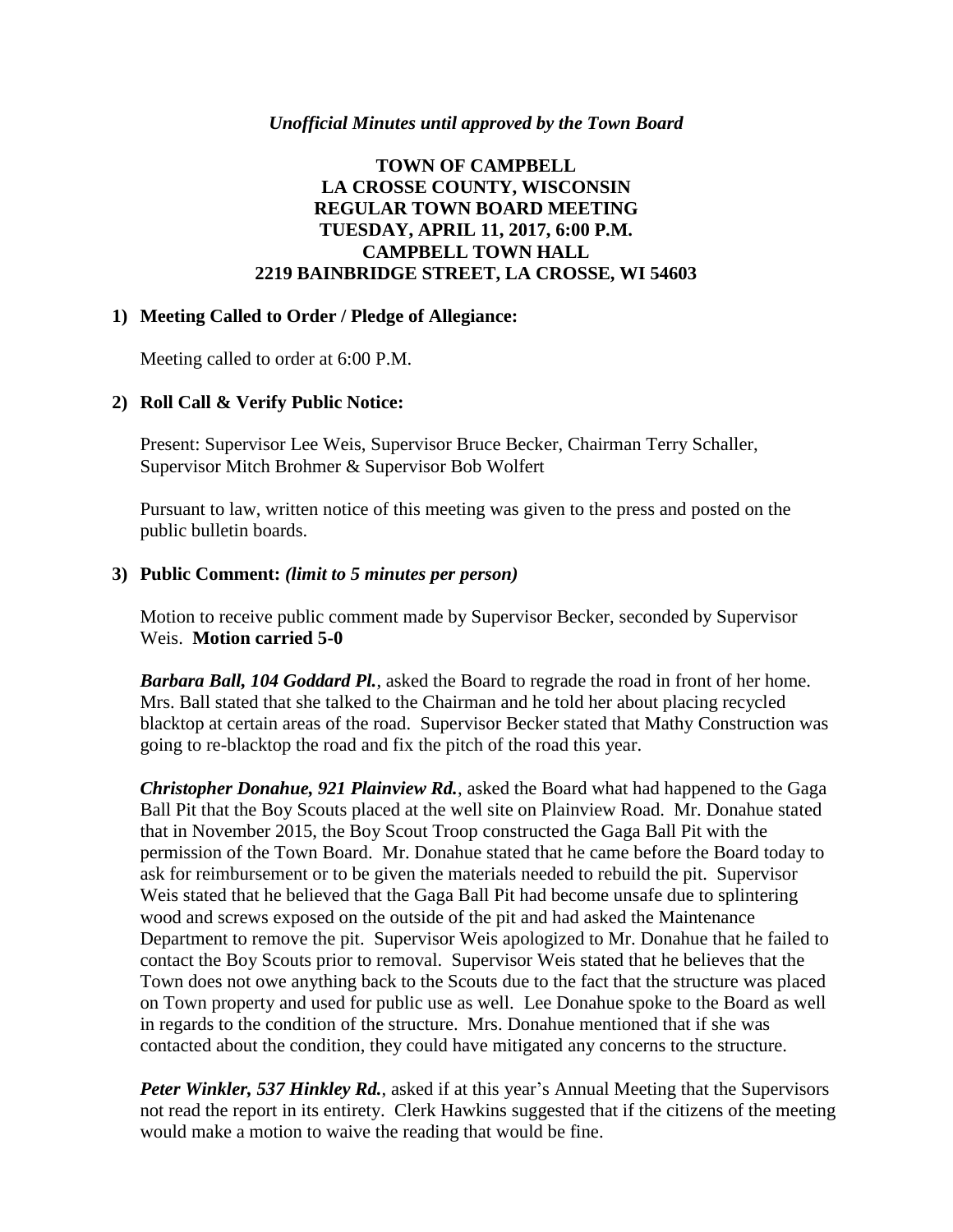*Unofficial Minutes until approved by the Town Board*

# TOWN OF CAMPBELL
## LA CROSSE COUNTY, WISCONSIN
## REGULAR TOWN BOARD MEETING
## TUESDAY, APRIL 11, 2017, 6:00 P.M.
## CAMPBELL TOWN HALL
## 2219 BAINBRIDGE STREET, LA CROSSE, WI 54603

**1) Meeting Called to Order / Pledge of Allegiance:**

Meeting called to order at 6:00 P.M.

**2) Roll Call & Verify Public Notice:**

Present: Supervisor Lee Weis, Supervisor Bruce Becker, Chairman Terry Schaller, Supervisor Mitch Brohmer & Supervisor Bob Wolfert

Pursuant to law, written notice of this meeting was given to the press and posted on the public bulletin boards.

**3) Public Comment:** *(limit to 5 minutes per person)*

Motion to receive public comment made by Supervisor Becker, seconded by Supervisor Weis. **Motion carried 5-0**

***Barbara Ball, 104 Goddard Pl.***, asked the Board to regrade the road in front of her home. Mrs. Ball stated that she talked to the Chairman and he told her about placing recycled blacktop at certain areas of the road. Supervisor Becker stated that Mathy Construction was going to re-blacktop the road and fix the pitch of the road this year.

***Christopher Donahue, 921 Plainview Rd.***, asked the Board what had happened to the Gaga Ball Pit that the Boy Scouts placed at the well site on Plainview Road. Mr. Donahue stated that in November 2015, the Boy Scout Troop constructed the Gaga Ball Pit with the permission of the Town Board. Mr. Donahue stated that he came before the Board today to ask for reimbursement or to be given the materials needed to rebuild the pit. Supervisor Weis stated that he believed that the Gaga Ball Pit had become unsafe due to splintering wood and screws exposed on the outside of the pit and had asked the Maintenance Department to remove the pit. Supervisor Weis apologized to Mr. Donahue that he failed to contact the Boy Scouts prior to removal. Supervisor Weis stated that he believes that the Town does not owe anything back to the Scouts due to the fact that the structure was placed on Town property and used for public use as well. Lee Donahue spoke to the Board as well in regards to the condition of the structure. Mrs. Donahue mentioned that if she was contacted about the condition, they could have mitigated any concerns to the structure.

***Peter Winkler, 537 Hinkley Rd.***, asked if at this year's Annual Meeting that the Supervisors not read the report in its entirety. Clerk Hawkins suggested that if the citizens of the meeting would make a motion to waive the reading that would be fine.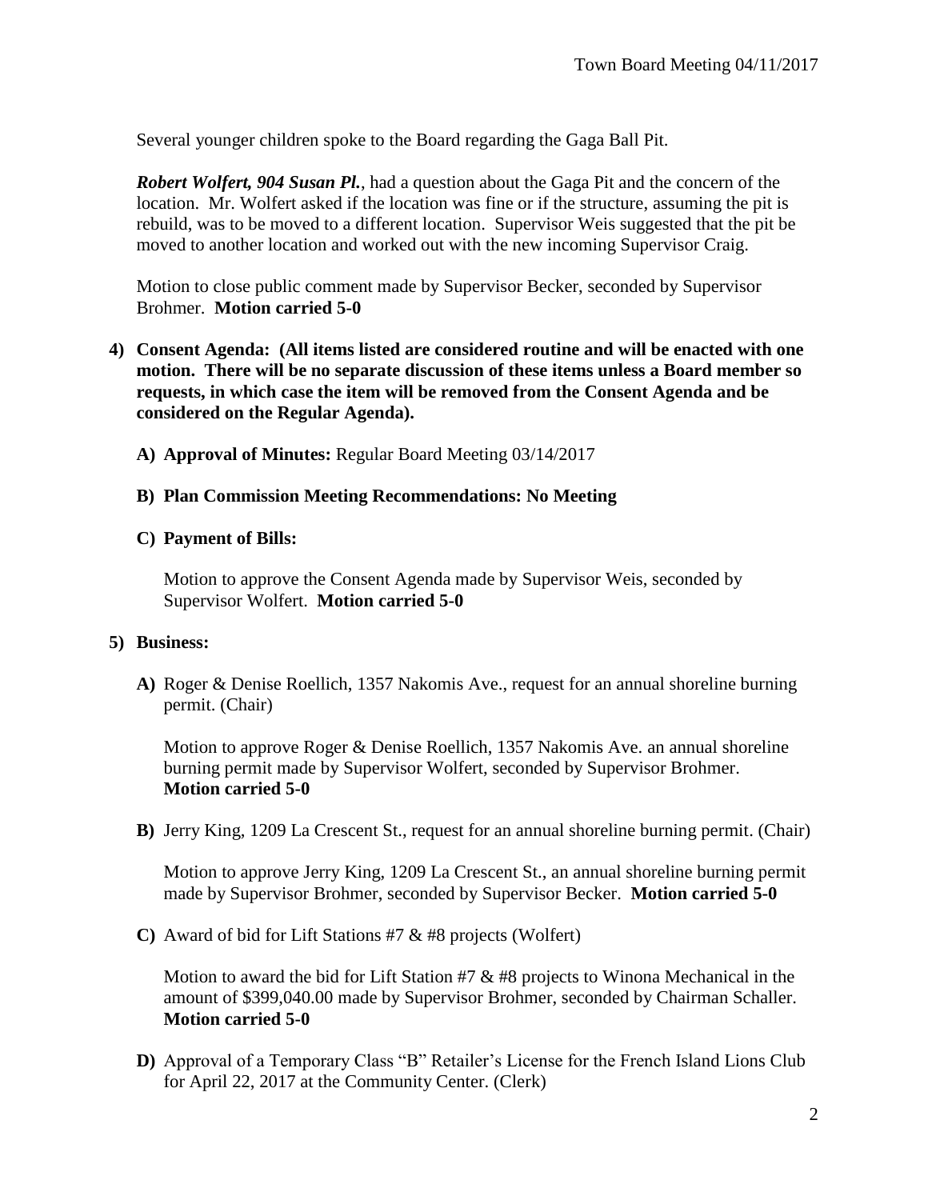Several younger children spoke to the Board regarding the Gaga Ball Pit.

***Robert Wolfert, 904 Susan Pl.***, had a question about the Gaga Pit and the concern of the location. Mr. Wolfert asked if the location was fine or if the structure, assuming the pit is rebuild, was to be moved to a different location. Supervisor Weis suggested that the pit be moved to another location and worked out with the new incoming Supervisor Craig.

Motion to close public comment made by Supervisor Becker, seconded by Supervisor Brohmer. **Motion carried 5-0**

4) **Consent Agenda: (All items listed are considered routine and will be enacted with one motion. There will be no separate discussion of these items unless a Board member so requests, in which case the item will be removed from the Consent Agenda and be considered on the Regular Agenda).**

   A) **Approval of Minutes:** Regular Board Meeting 03/14/2017

   B) **Plan Commission Meeting Recommendations: No Meeting**

   C) **Payment of Bills:**

   Motion to approve the Consent Agenda made by Supervisor Weis, seconded by Supervisor Wolfert. **Motion carried 5-0**

5) **Business:**

   A) Roger & Denise Roellich, 1357 Nakomis Ave., request for an annual shoreline burning permit. (Chair)

   Motion to approve Roger & Denise Roellich, 1357 Nakomis Ave. an annual shoreline burning permit made by Supervisor Wolfert, seconded by Supervisor Brohmer. **Motion carried 5-0**

   B) Jerry King, 1209 La Crescent St., request for an annual shoreline burning permit. (Chair)

   Motion to approve Jerry King, 1209 La Crescent St., an annual shoreline burning permit made by Supervisor Brohmer, seconded by Supervisor Becker. **Motion carried 5-0**

   C) Award of bid for Lift Stations #7 & #8 projects (Wolfert)

   Motion to award the bid for Lift Station #7 & #8 projects to Winona Mechanical in the amount of $399,040.00 made by Supervisor Brohmer, seconded by Chairman Schaller. **Motion carried 5-0**

   D) Approval of a Temporary Class "B" Retailer's License for the French Island Lions Club for April 22, 2017 at the Community Center. (Clerk)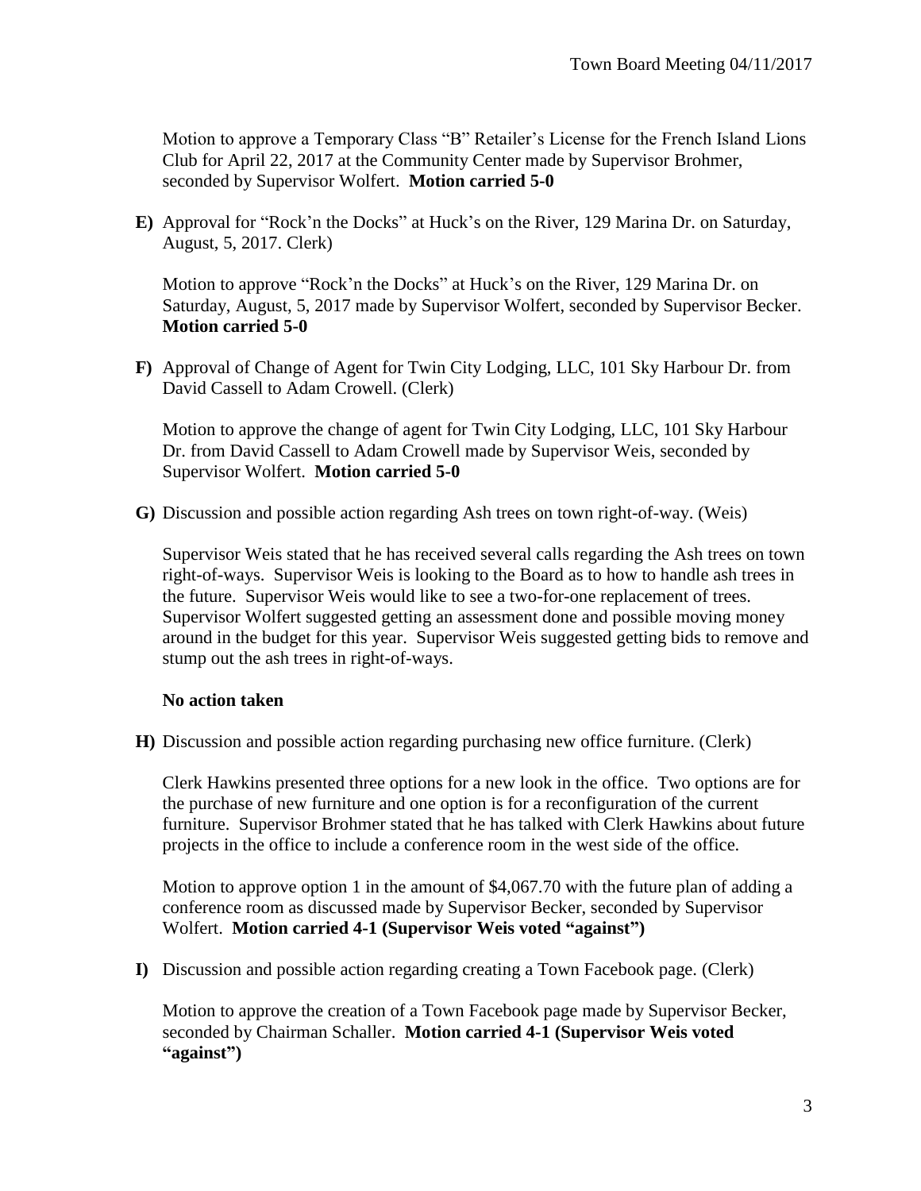Motion to approve a Temporary Class "B" Retailer's License for the French Island Lions Club for April 22, 2017 at the Community Center made by Supervisor Brohmer, seconded by Supervisor Wolfert. **Motion carried 5-0**

**E)** Approval for "Rock'n the Docks" at Huck's on the River, 129 Marina Dr. on Saturday, August, 5, 2017. Clerk)

Motion to approve "Rock'n the Docks" at Huck's on the River, 129 Marina Dr. on Saturday, August, 5, 2017 made by Supervisor Wolfert, seconded by Supervisor Becker. **Motion carried 5-0**

**F)** Approval of Change of Agent for Twin City Lodging, LLC, 101 Sky Harbour Dr. from David Cassell to Adam Crowell. (Clerk)

Motion to approve the change of agent for Twin City Lodging, LLC, 101 Sky Harbour Dr. from David Cassell to Adam Crowell made by Supervisor Weis, seconded by Supervisor Wolfert. **Motion carried 5-0**

**G)** Discussion and possible action regarding Ash trees on town right-of-way. (Weis)

Supervisor Weis stated that he has received several calls regarding the Ash trees on town right-of-ways. Supervisor Weis is looking to the Board as to how to handle ash trees in the future. Supervisor Weis would like to see a two-for-one replacement of trees. Supervisor Wolfert suggested getting an assessment done and possible moving money around in the budget for this year. Supervisor Weis suggested getting bids to remove and stump out the ash trees in right-of-ways.

**No action taken**

**H)** Discussion and possible action regarding purchasing new office furniture. (Clerk)

Clerk Hawkins presented three options for a new look in the office. Two options are for the purchase of new furniture and one option is for a reconfiguration of the current furniture. Supervisor Brohmer stated that he has talked with Clerk Hawkins about future projects in the office to include a conference room in the west side of the office.

Motion to approve option 1 in the amount of $4,067.70 with the future plan of adding a conference room as discussed made by Supervisor Becker, seconded by Supervisor Wolfert. **Motion carried 4-1 (Supervisor Weis voted "against")**

**I)** Discussion and possible action regarding creating a Town Facebook page. (Clerk)

Motion to approve the creation of a Town Facebook page made by Supervisor Becker, seconded by Chairman Schaller. **Motion carried 4-1 (Supervisor Weis voted "against")**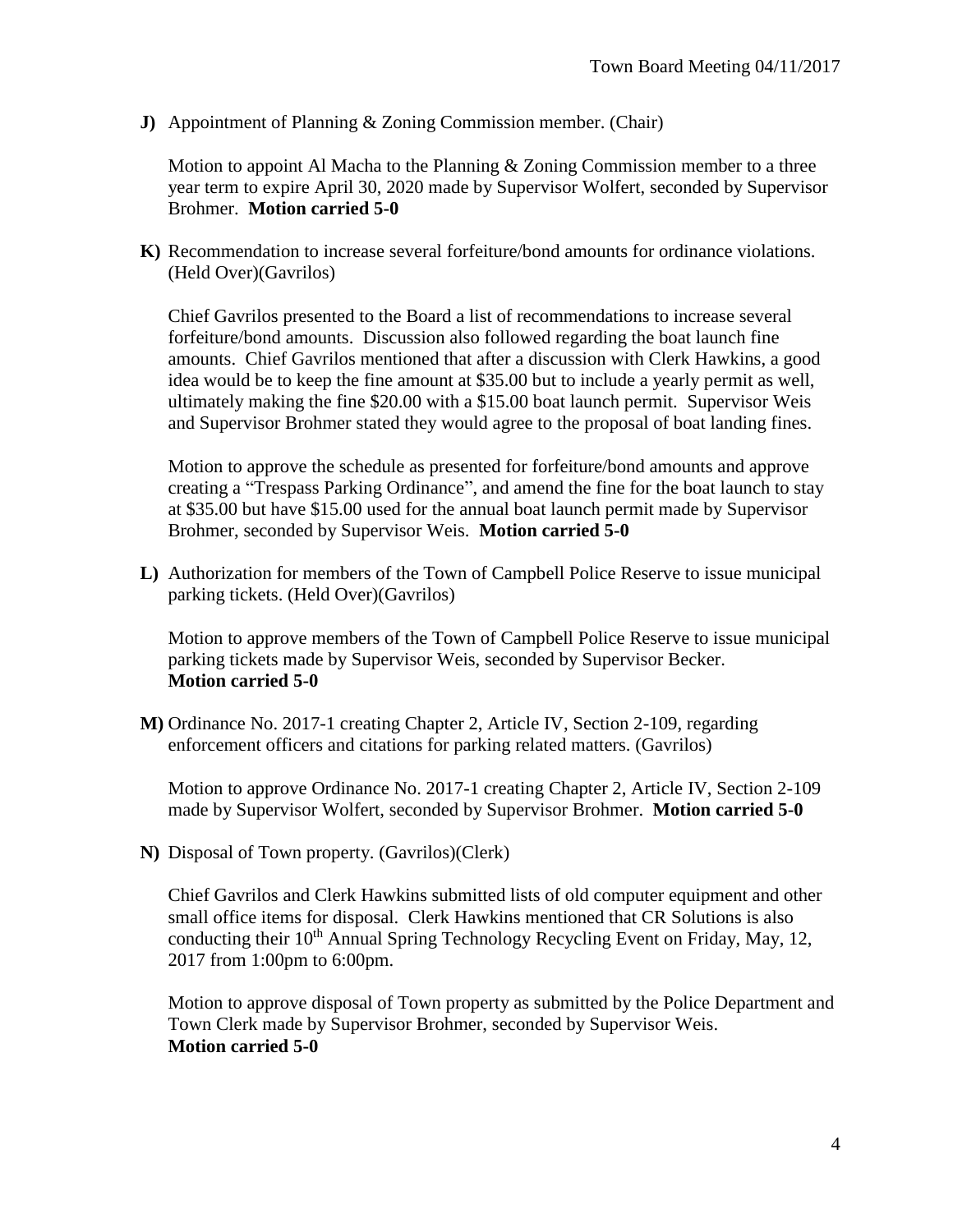**J)** Appointment of Planning & Zoning Commission member. (Chair)

Motion to appoint Al Macha to the Planning & Zoning Commission member to a three year term to expire April 30, 2020 made by Supervisor Wolfert, seconded by Supervisor Brohmer. **Motion carried 5-0**

**K)** Recommendation to increase several forfeiture/bond amounts for ordinance violations. (Held Over)(Gavrilos)

Chief Gavrilos presented to the Board a list of recommendations to increase several forfeiture/bond amounts. Discussion also followed regarding the boat launch fine amounts. Chief Gavrilos mentioned that after a discussion with Clerk Hawkins, a good idea would be to keep the fine amount at $35.00 but to include a yearly permit as well, ultimately making the fine $20.00 with a $15.00 boat launch permit. Supervisor Weis and Supervisor Brohmer stated they would agree to the proposal of boat landing fines.

Motion to approve the schedule as presented for forfeiture/bond amounts and approve creating a "Trespass Parking Ordinance", and amend the fine for the boat launch to stay at $35.00 but have $15.00 used for the annual boat launch permit made by Supervisor Brohmer, seconded by Supervisor Weis. **Motion carried 5-0**

**L)** Authorization for members of the Town of Campbell Police Reserve to issue municipal parking tickets. (Held Over)(Gavrilos)

Motion to approve members of the Town of Campbell Police Reserve to issue municipal parking tickets made by Supervisor Weis, seconded by Supervisor Becker. **Motion carried 5-0**

**M)** Ordinance No. 2017-1 creating Chapter 2, Article IV, Section 2-109, regarding enforcement officers and citations for parking related matters. (Gavrilos)

Motion to approve Ordinance No. 2017-1 creating Chapter 2, Article IV, Section 2-109 made by Supervisor Wolfert, seconded by Supervisor Brohmer. **Motion carried 5-0**

**N)** Disposal of Town property. (Gavrilos)(Clerk)

Chief Gavrilos and Clerk Hawkins submitted lists of old computer equipment and other small office items for disposal. Clerk Hawkins mentioned that CR Solutions is also conducting their 10th Annual Spring Technology Recycling Event on Friday, May, 12, 2017 from 1:00pm to 6:00pm.

Motion to approve disposal of Town property as submitted by the Police Department and Town Clerk made by Supervisor Brohmer, seconded by Supervisor Weis. **Motion carried 5-0**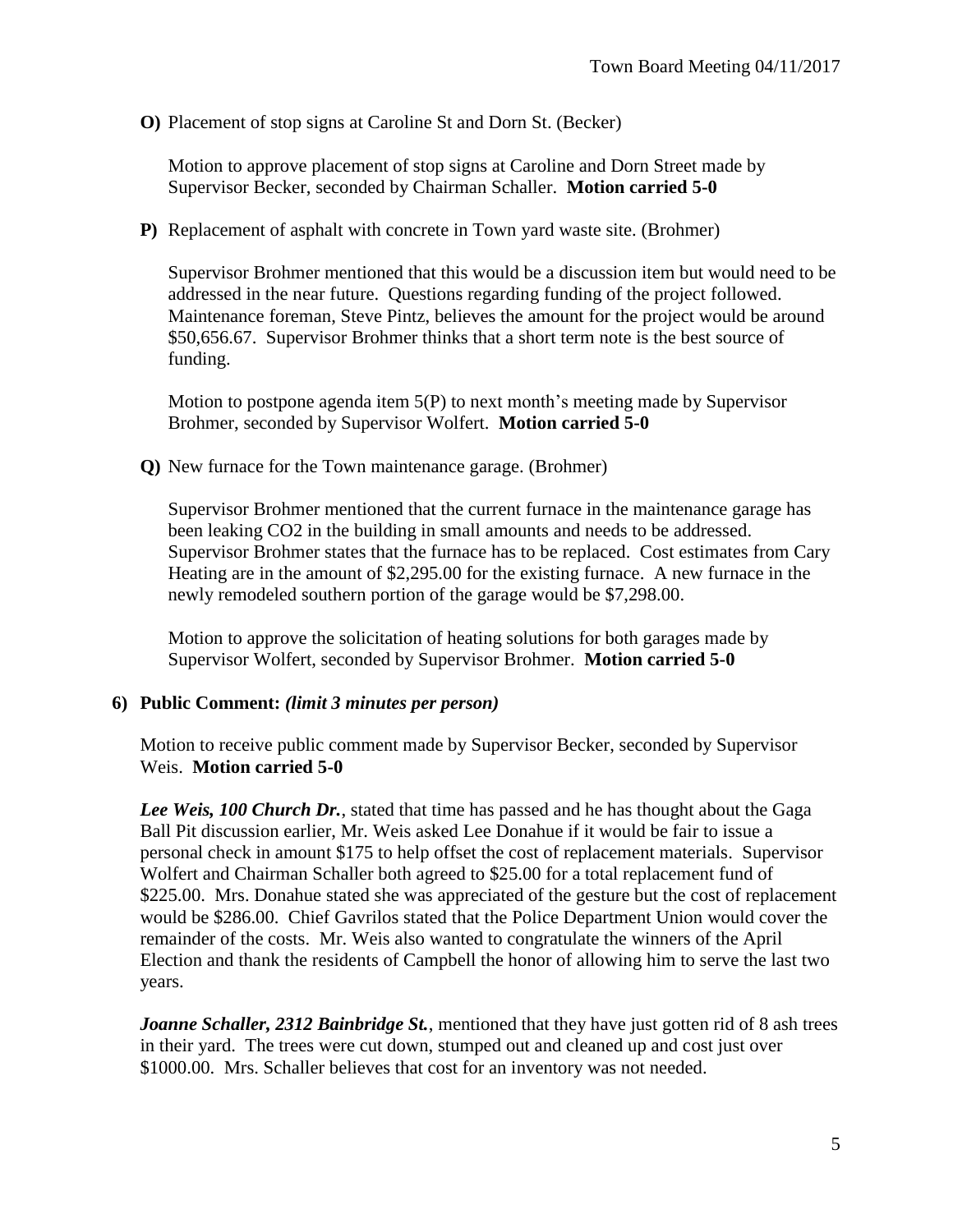**O)** Placement of stop signs at Caroline St and Dorn St. (Becker)

Motion to approve placement of stop signs at Caroline and Dorn Street made by Supervisor Becker, seconded by Chairman Schaller. **Motion carried 5-0**

**P)** Replacement of asphalt with concrete in Town yard waste site. (Brohmer)

Supervisor Brohmer mentioned that this would be a discussion item but would need to be addressed in the near future. Questions regarding funding of the project followed. Maintenance foreman, Steve Pintz, believes the amount for the project would be around $50,656.67. Supervisor Brohmer thinks that a short term note is the best source of funding.

Motion to postpone agenda item 5(P) to next month's meeting made by Supervisor Brohmer, seconded by Supervisor Wolfert. **Motion carried 5-0**

**Q)** New furnace for the Town maintenance garage. (Brohmer)

Supervisor Brohmer mentioned that the current furnace in the maintenance garage has been leaking $CO_2$ in the building in small amounts and needs to be addressed. Supervisor Brohmer states that the furnace has to be replaced. Cost estimates from Cary Heating are in the amount of $2,295.00 for the existing furnace. A new furnace in the newly remodeled southern portion of the garage would be $7,298.00.

Motion to approve the solicitation of heating solutions for both garages made by Supervisor Wolfert, seconded by Supervisor Brohmer. **Motion carried 5-0**

**6) Public Comment:** ***(limit 3 minutes per person)***

Motion to receive public comment made by Supervisor Becker, seconded by Supervisor Weis. **Motion carried 5-0**

***Lee Weis, 100 Church Dr.***, stated that time has passed and he has thought about the Gaga Ball Pit discussion earlier, Mr. Weis asked Lee Donahue if it would be fair to issue a personal check in amount $175 to help offset the cost of replacement materials. Supervisor Wolfert and Chairman Schaller both agreed to $25.00 for a total replacement fund of $225.00. Mrs. Donahue stated she was appreciated of the gesture but the cost of replacement would be $286.00. Chief Gavrilos stated that the Police Department Union would cover the remainder of the costs. Mr. Weis also wanted to congratulate the winners of the April Election and thank the residents of Campbell the honor of allowing him to serve the last two years.

***Joanne Schaller, 2312 Bainbridge St.***, mentioned that they have just gotten rid of 8 ash trees in their yard. The trees were cut down, stumped out and cleaned up and cost just over $1000.00. Mrs. Schaller believes that cost for an inventory was not needed.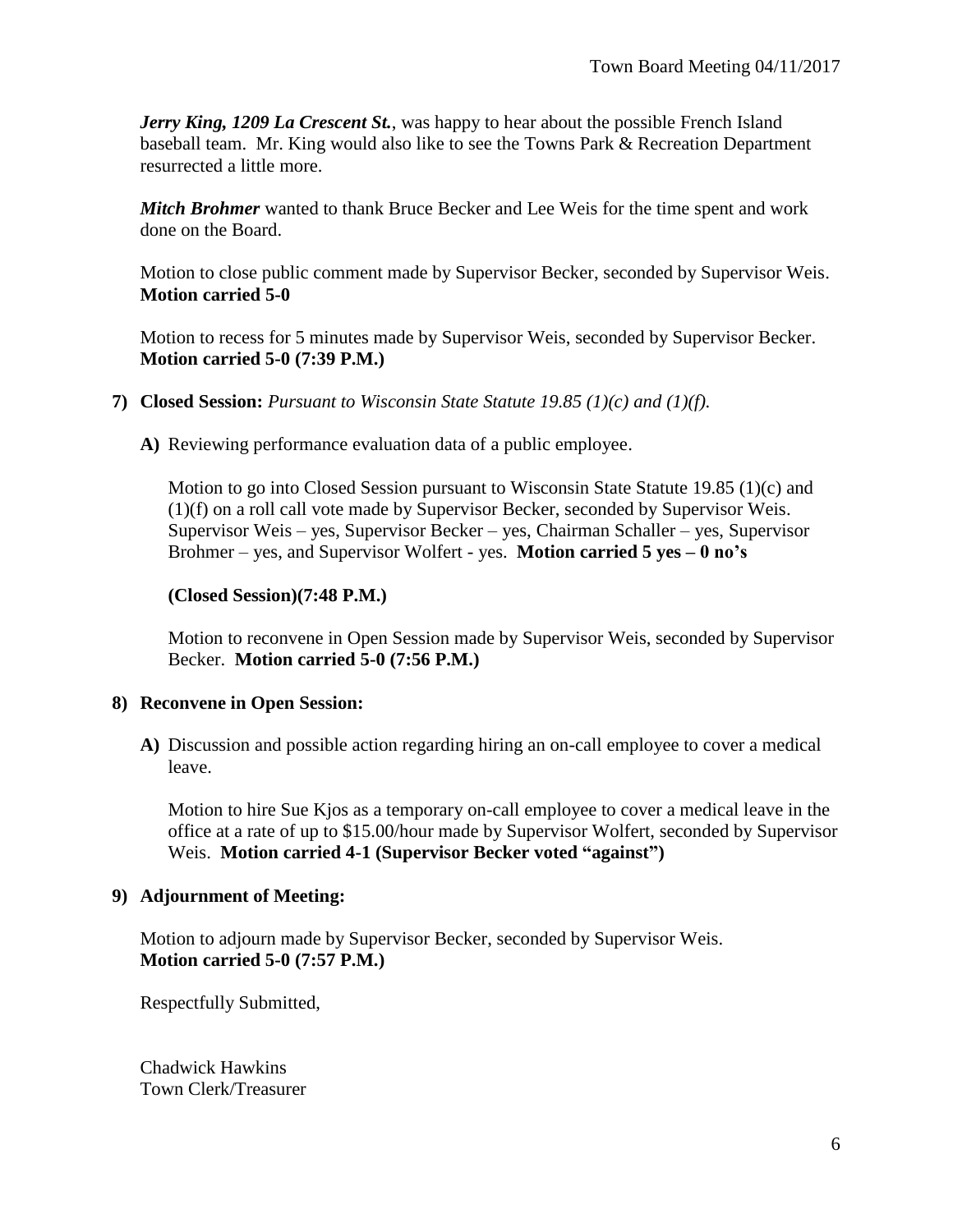***Jerry King, 1209 La Crescent St.***, was happy to hear about the possible French Island baseball team. Mr. King would also like to see the Towns Park & Recreation Department resurrected a little more.

***Mitch Brohmer*** wanted to thank Bruce Becker and Lee Weis for the time spent and work done on the Board.

Motion to close public comment made by Supervisor Becker, seconded by Supervisor Weis. **Motion carried 5-0**

Motion to recess for 5 minutes made by Supervisor Weis, seconded by Supervisor Becker. **Motion carried 5-0 (7:39 P.M.)**

**7) Closed Session:** *Pursuant to Wisconsin State Statute 19.85 (1)(c) and (1)(f).*

**A)** Reviewing performance evaluation data of a public employee.

Motion to go into Closed Session pursuant to Wisconsin State Statute 19.85 (1)(c) and (1)(f) on a roll call vote made by Supervisor Becker, seconded by Supervisor Weis. Supervisor Weis – yes, Supervisor Becker – yes, Chairman Schaller – yes, Supervisor Brohmer – yes, and Supervisor Wolfert - yes. **Motion carried 5 yes – 0 no's**

**(Closed Session)(7:48 P.M.)**

Motion to reconvene in Open Session made by Supervisor Weis, seconded by Supervisor Becker. **Motion carried 5-0 (7:56 P.M.)**

**8) Reconvene in Open Session:**

**A)** Discussion and possible action regarding hiring an on-call employee to cover a medical leave.

Motion to hire Sue Kjos as a temporary on-call employee to cover a medical leave in the office at a rate of up to $15.00/hour made by Supervisor Wolfert, seconded by Supervisor Weis. **Motion carried 4-1 (Supervisor Becker voted "against")**

**9) Adjournment of Meeting:**

Motion to adjourn made by Supervisor Becker, seconded by Supervisor Weis. **Motion carried 5-0 (7:57 P.M.)**

Respectfully Submitted,

Chadwick Hawkins
Town Clerk/Treasurer